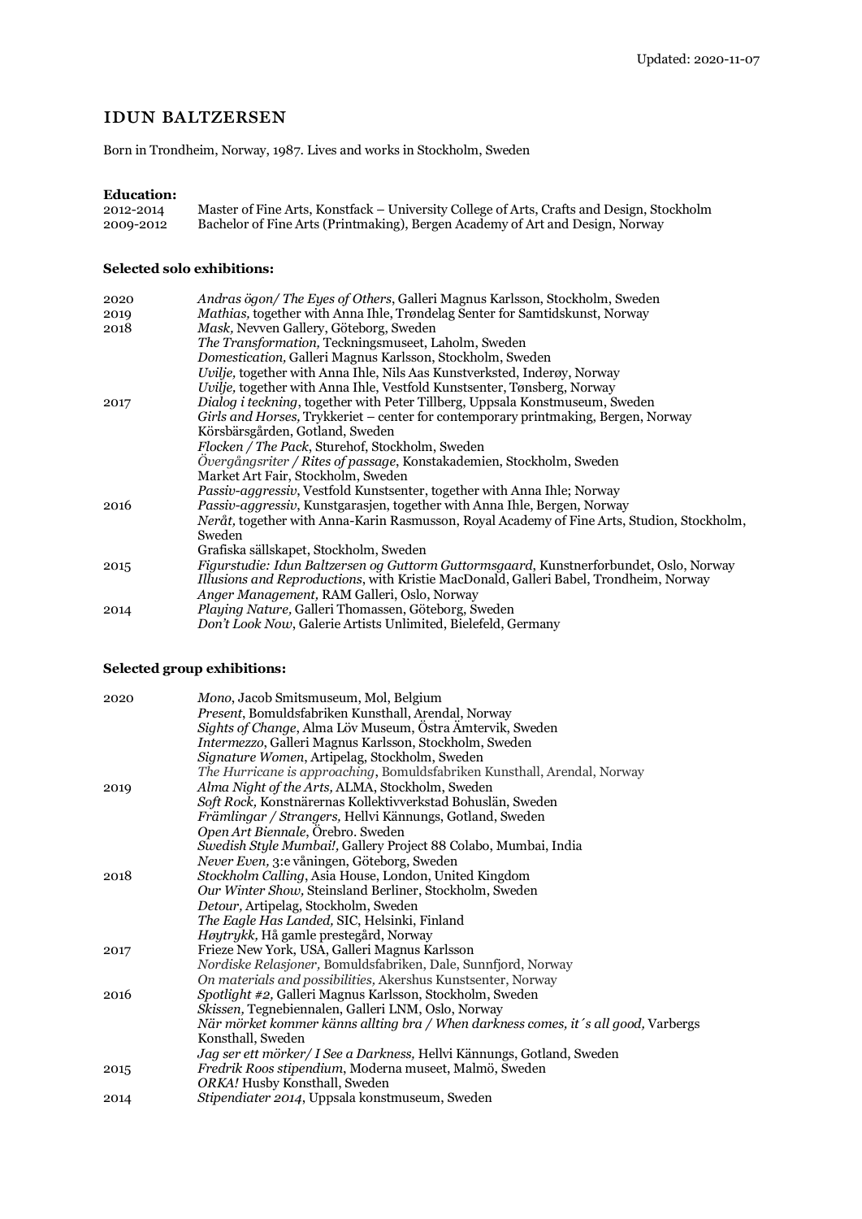Updated: 2020-11-07

# IDUN BALTZERSEN

Born in Trondheim, Norway, 1987. Lives and works in Stockholm, Sweden

**Education:**

| | |
|---|---|
| 2012-2014 | Master of Fine Arts, Konstfack – University College of Arts, Crafts and Design, Stockholm |
| 2009-2012 | Bachelor of Fine Arts (Printmaking), Bergen Academy of Art and Design, Norway |

**Selected solo exhibitions:**

| | |
|---|---|
| 2020 | *Andras ögon/ The Eyes of Others*, Galleri Magnus Karlsson, Stockholm, Sweden |
| 2019 | *Mathias,* together with Anna Ihle, Trøndelag Senter for Samtidskunst, Norway |
| 2018 | *Mask,* Nevven Gallery, Göteborg, Sweden |
| | *The Transformation,* Teckningsmuseet, Laholm, Sweden |
| | *Domestication,* Galleri Magnus Karlsson, Stockholm, Sweden |
| | *Uvilje,* together with Anna Ihle, Nils Aas Kunstverksted, Inderøy, Norway |
| | *Uvilje,* together with Anna Ihle, Vestfold Kunstsenter, Tønsberg, Norway |
| 2017 | *Dialog i teckning*, together with Peter Tillberg, Uppsala Konstmuseum, Sweden |
| | *Girls and Horses,* Trykkeriet – center for contemporary printmaking, Bergen, Norway |
| | Körsbärsgården, Gotland, Sweden |
| | *Flocken / The Pack*, Sturehof, Stockholm, Sweden |
| | *Övergångsriter / Rites of passage*, Konstakademien, Stockholm, Sweden |
| | Market Art Fair, Stockholm, Sweden |
| | *Passiv-aggressiv*, Vestfold Kunstsenter, together with Anna Ihle; Norway |
| 2016 | *Passiv-aggressiv*, Kunstgarasjen, together with Anna Ihle, Bergen, Norway |
| | *Neråt,* together with Anna-Karin Rasmusson, Royal Academy of Fine Arts, Studion, Stockholm, Sweden |
| | Grafiska sällskapet, Stockholm, Sweden |
| 2015 | *Figurstudie: Idun Baltzersen og Guttorm Guttormsgaard*, Kunstnerforbundet, Oslo, Norway |
| | *Illusions and Reproductions*, with Kristie MacDonald, Galleri Babel, Trondheim, Norway |
| | *Anger Management,* RAM Galleri, Oslo, Norway |
| 2014 | *Playing Nature,* Galleri Thomassen, Göteborg, Sweden |
| | *Don't Look Now*, Galerie Artists Unlimited, Bielefeld, Germany |

**Selected group exhibitions:**

| | |
|---|---|
| 2020 | *Mono*, Jacob Smitsmuseum, Mol, Belgium |
| | *Present*, Bomuldsfabriken Kunsthall, Arendal, Norway |
| | *Sights of Change*, Alma Löv Museum, Östra Ämtervik, Sweden |
| | *Intermezzo*, Galleri Magnus Karlsson, Stockholm, Sweden |
| | *Signature Women*, Artipelag, Stockholm, Sweden |
| | *The Hurricane is approaching*, Bomuldsfabriken Kunsthall, Arendal, Norway |
| 2019 | *Alma Night of the Arts,* ALMA, Stockholm, Sweden |
| | *Soft Rock,* Konstnärernas Kollektivverkstad Bohuslän, Sweden |
| | *Främlingar / Strangers,* Hellvi Kännungs, Gotland, Sweden |
| | *Open Art Biennale*, Örebro. Sweden |
| | *Swedish Style Mumbai!,* Gallery Project 88 Colabo, Mumbai, India |
| | *Never Even,* 3:e våningen, Göteborg, Sweden |
| 2018 | *Stockholm Calling*, Asia House, London, United Kingdom |
| | *Our Winter Show,* Steinsland Berliner, Stockholm, Sweden |
| | *Detour,* Artipelag, Stockholm, Sweden |
| | *The Eagle Has Landed,* SIC, Helsinki, Finland |
| | *Høytrykk,* Hå gamle prestegård, Norway |
| 2017 | Frieze New York, USA, Galleri Magnus Karlsson |
| | *Nordiske Relasjoner,* Bomuldsfabriken, Dale, Sunnfjord, Norway |
| | *On materials and possibilities,* Akershus Kunstsenter, Norway |
| 2016 | *Spotlight #2,* Galleri Magnus Karlsson, Stockholm, Sweden |
| | *Skissen,* Tegnebiennalen, Galleri LNM, Oslo, Norway |
| | *När mörket kommer känns allting bra / When darkness comes, it´s all good,* Varbergs Konsthall, Sweden |
| | *Jag ser ett mörker/ I See a Darkness,* Hellvi Kännungs, Gotland, Sweden |
| 2015 | *Fredrik Roos stipendium*, Moderna museet, Malmö, Sweden |
| | *ORKA!* Husby Konsthall, Sweden |
| 2014 | *Stipendiater 2014*, Uppsala konstmuseum, Sweden |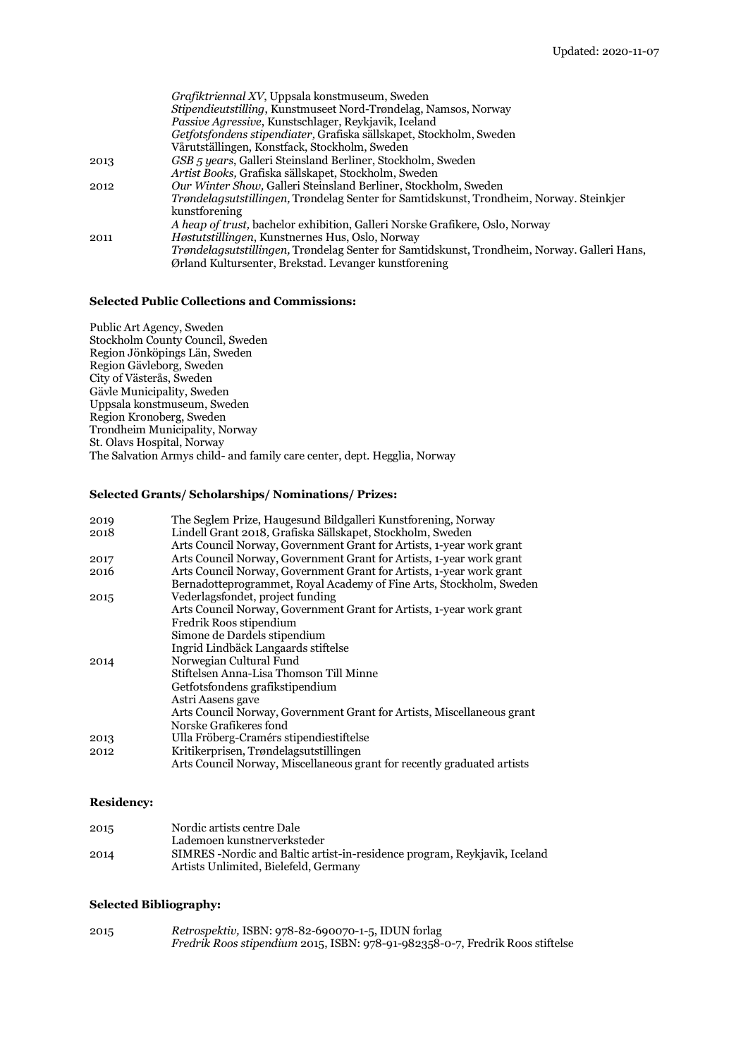| | |
|---|---|
| | *Grafiktriennal XV*, Uppsala konstmuseum, Sweden |
| | *Stipendieutstilling*, Kunstmuseet Nord-Trøndelag, Namsos, Norway |
| | *Passive Agressive*, Kunstschlager, Reykjavik, Iceland |
| | *Getfotsfondens stipendiater,* Grafiska sällskapet, Stockholm, Sweden |
| | Vårutställingen, Konstfack, Stockholm, Sweden |
| 2013 | *GSB 5 years*, Galleri Steinsland Berliner, Stockholm, Sweden |
| | *Artist Books,* Grafiska sällskapet, Stockholm, Sweden |
| 2012 | *Our Winter Show,* Galleri Steinsland Berliner, Stockholm, Sweden |
| | *Trøndelagsutstillingen,* Trøndelag Senter for Samtidskunst, Trondheim, Norway. Steinkjer kunstforening |
| | *A heap of trust,* bachelor exhibition, Galleri Norske Grafikere, Oslo, Norway |
| 2011 | *Høstutstillingen*, Kunstnernes Hus, Oslo, Norway |
| | *Trøndelagsutstillingen,* Trøndelag Senter for Samtidskunst, Trondheim, Norway. Galleri Hans, Ørland Kultursenter, Brekstad. Levanger kunstforening |

**Selected Public Collections and Commissions:**

Public Art Agency, Sweden
Stockholm County Council, Sweden
Region Jönköpings Län, Sweden
Region Gävleborg, Sweden
City of Västerås, Sweden
Gävle Municipality, Sweden
Uppsala konstmuseum, Sweden
Region Kronoberg, Sweden
Trondheim Municipality, Norway
St. Olavs Hospital, Norway
The Salvation Armys child- and family care center, dept. Hegglia, Norway

**Selected Grants/ Scholarships/ Nominations/ Prizes:**

| | |
|---|---|
| 2019 | The Seglem Prize, Haugesund Bildgalleri Kunstforening, Norway |
| 2018 | Lindell Grant 2018, Grafiska Sällskapet, Stockholm, Sweden |
| | Arts Council Norway, Government Grant for Artists, 1-year work grant |
| 2017 | Arts Council Norway, Government Grant for Artists, 1-year work grant |
| 2016 | Arts Council Norway, Government Grant for Artists, 1-year work grant |
| | Bernadotteprogrammet, Royal Academy of Fine Arts, Stockholm, Sweden |
| 2015 | Vederlagsfondet, project funding |
| | Arts Council Norway, Government Grant for Artists, 1-year work grant |
| | Fredrik Roos stipendium |
| | Simone de Dardels stipendium |
| | Ingrid Lindbäck Langaards stiftelse |
| 2014 | Norwegian Cultural Fund |
| | Stiftelsen Anna-Lisa Thomson Till Minne |
| | Getfotsfondens grafikstipendium |
| | Astri Aasens gave |
| | Arts Council Norway, Government Grant for Artists, Miscellaneous grant |
| | Norske Grafikeres fond |
| 2013 | Ulla Fröberg-Cramérs stipendiestiftelse |
| 2012 | Kritikerprisen, Trøndelagsutstillingen |
| | Arts Council Norway, Miscellaneous grant for recently graduated artists |

**Residency:**

| | |
|---|---|
| 2015 | Nordic artists centre Dale |
| | Lademoen kunstnerverksteder |
| 2014 | SIMRES -Nordic and Baltic artist-in-residence program, Reykjavik, Iceland |
| | Artists Unlimited, Bielefeld, Germany |

**Selected Bibliography:**

| | |
|---|---|
| 2015 | *Retrospektiv,* ISBN: 978-82-690070-1-5, IDUN forlag |
| | *Fredrik Roos stipendium* 2015, ISBN: 978-91-982358-0-7, Fredrik Roos stiftelse |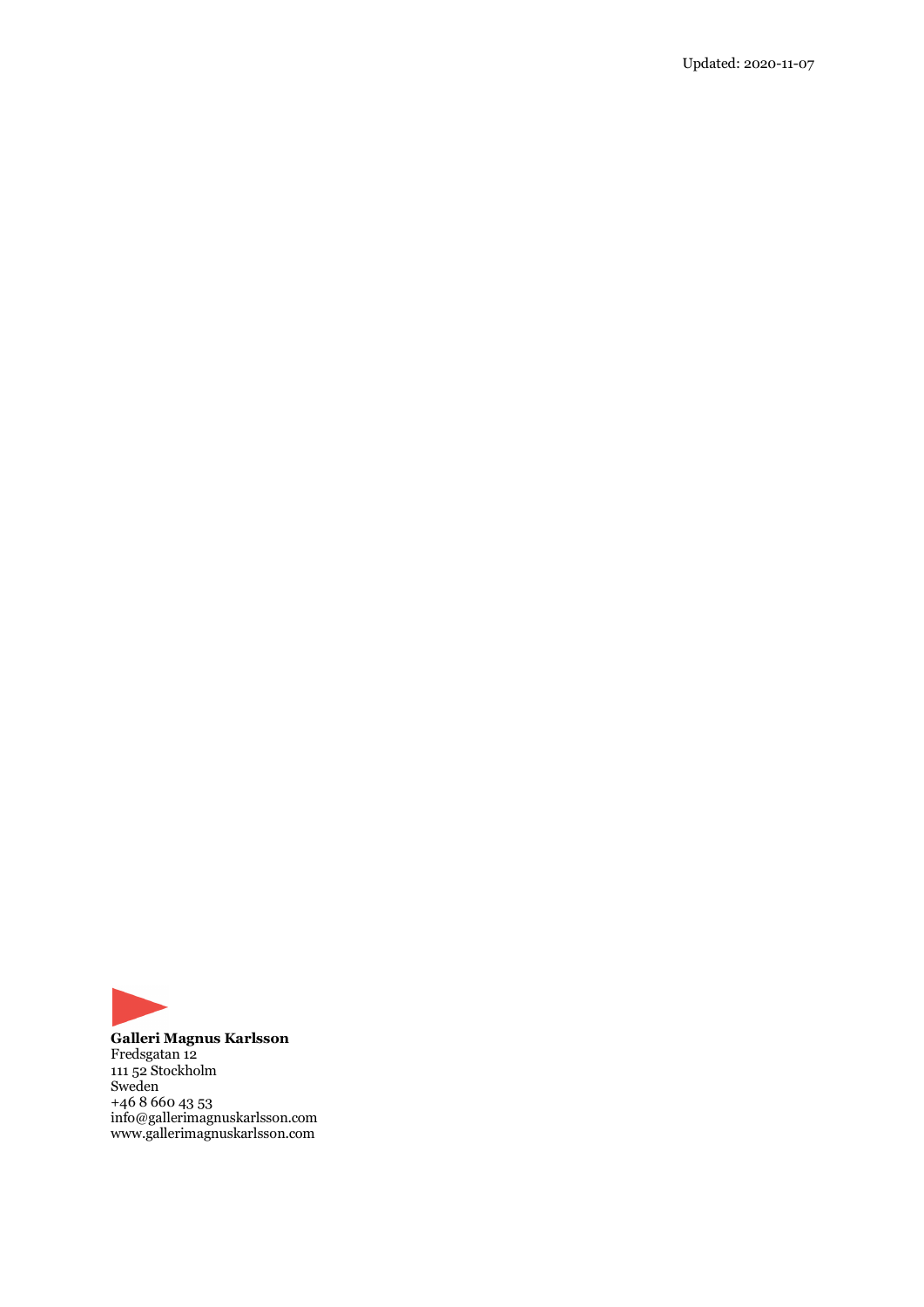Updated: 2020-11-07

**Galleri Magnus Karlsson**
Fredsgatan 12
111 52 Stockholm
Sweden
+46 8 660 43 53
info@gallerimagnuskarlsson.com
www.gallerimagnuskarlsson.com